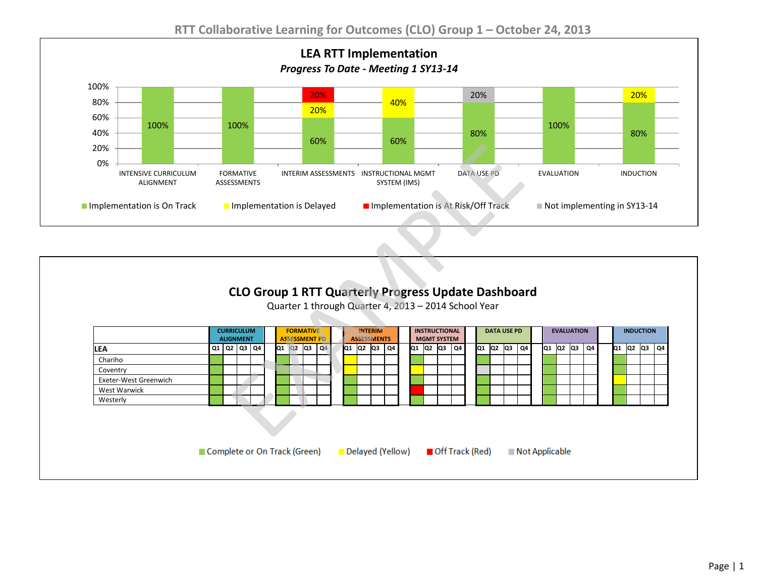# RTT Collaborative Learning for Outcomes (CLO) Group 1 – October 24, 2013

## LEA RTT Implementation

*Progress To Date - Meeting 1 SY13-14*

| Category | Implementation is On Track | Implementation is Delayed | Implementation is At Risk/Off Track | Not implementing in SY13-14 |
|---|---|---|---|---|
| INTENSIVE CURRICULUM ALIGNMENT | 100% | | | |
| FORMATIVE ASSESSMENTS | 100% | | | |
| INTERIM ASSESSMENTS | 60% | 20% | 20% | |
| INSTRUCTIONAL MGMT SYSTEM (IMS) | 60% | 40% | | |
| DATA USE PD | 80% | | | 20% |
| EVALUATION | 100% | | | |
| INDUCTION | 80% | 20% | | |

## CLO Group 1 RTT Quarterly Progress Update Dashboard

Quarter 1 through Quarter 4, 2013 – 2014 School Year

| LEA | CURRICULUM ALIGNMENT Q1 | Q2 | Q3 | Q4 | FORMATIVE ASSESSMENT PD Q1 | Q2 | Q3 | Q4 | INTERIM ASSESSMENTS Q1 | Q2 | Q3 | Q4 | INSTRUCTIONAL MGMT SYSTEM Q1 | Q2 | Q3 | Q4 | DATA USE PD Q1 | Q2 | Q3 | Q4 | EVALUATION Q1 | Q2 | Q3 | Q4 | INDUCTION Q1 | Q2 | Q3 | Q4 |
|---|---|---|---|---|---|---|---|---|---|---|---|---|---|---|---|---|---|---|---|---|---|---|---|---|---|---|---|---|
| Chariho | Green | | | | Green | | | | Yellow | | | | Green | | | | Green | | | | Green | | | | Green | | | |
| Coventry | Green | | | | Green | | | | Yellow | | | | Yellow | | | | Not Applicable | | | | Green | | | | Green | | | |
| Exeter-West Greenwich | Green | | | | Green | | | | Green | | | | Green | | | | Green | | | | Green | | | | Yellow | | | |
| West Warwick | Green | | | | Green | | | | Green | | | | Red | | | | Green | | | | Green | | | | Green | | | |
| Westerly | Green | | | | Green | | | | Green | | | | Green | | | | Green | | | | Green | | | | Green | | | |

Complete or On Track (Green) | Delayed (Yellow) | Off Track (Red) | Not Applicable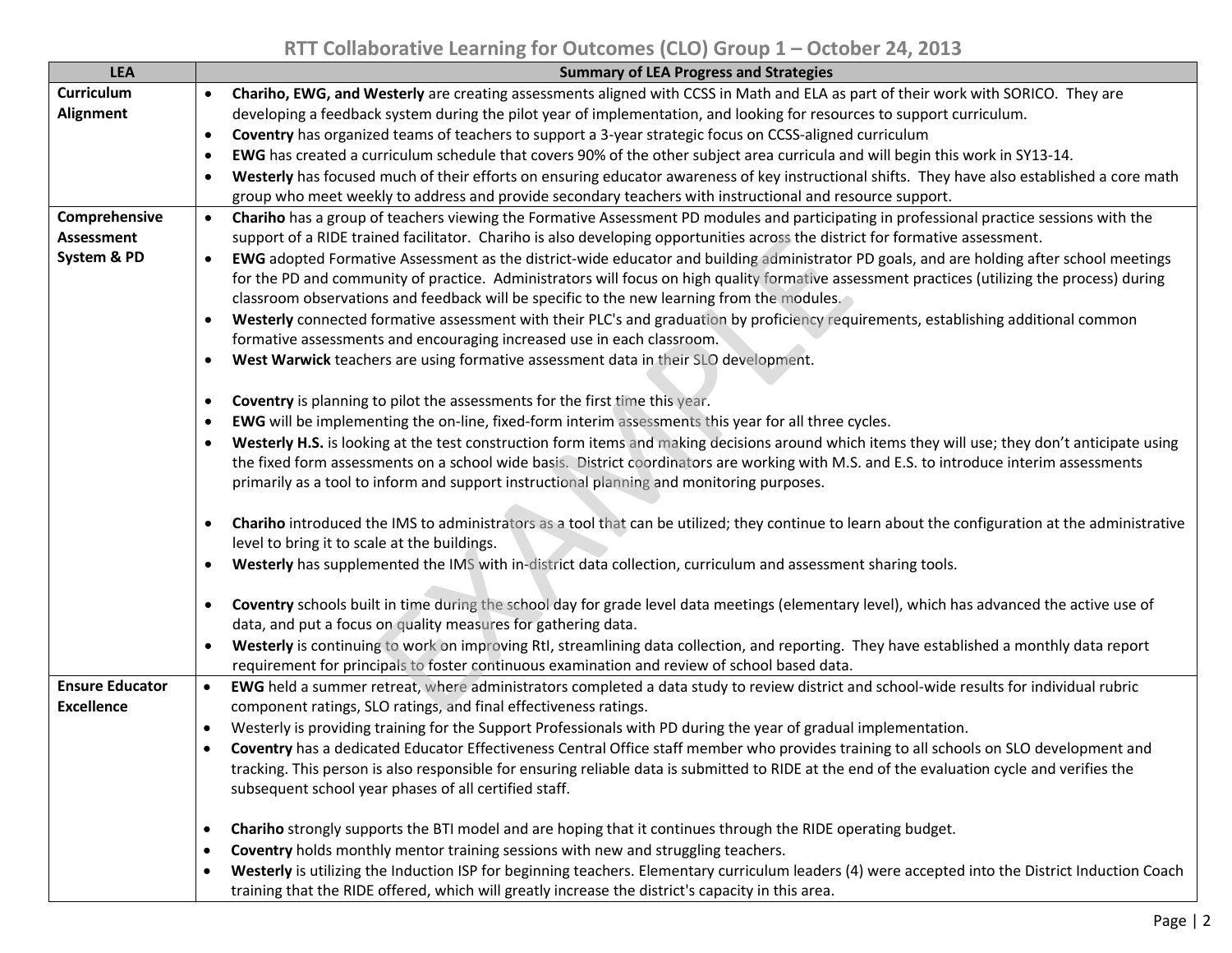# RTT Collaborative Learning for Outcomes (CLO) Group 1 – October 24, 2013

| LEA | Summary of LEA Progress and Strategies |
|---|---|
| **Curriculum Alignment** | • **Chariho, EWG, and Westerly** are creating assessments aligned with CCSS in Math and ELA as part of their work with SORICO. They are developing a feedback system during the pilot year of implementation, and looking for resources to support curriculum.<br>• **Coventry** has organized teams of teachers to support a 3-year strategic focus on CCSS-aligned curriculum<br>• **EWG** has created a curriculum schedule that covers 90% of the other subject area curricula and will begin this work in SY13-14.<br>• **Westerly** has focused much of their efforts on ensuring educator awareness of key instructional shifts. They have also established a core math group who meet weekly to address and provide secondary teachers with instructional and resource support. |
| **Comprehensive Assessment System & PD** | • **Chariho** has a group of teachers viewing the Formative Assessment PD modules and participating in professional practice sessions with the support of a RIDE trained facilitator. Chariho is also developing opportunities across the district for formative assessment.<br>• **EWG** adopted Formative Assessment as the district-wide educator and building administrator PD goals, and are holding after school meetings for the PD and community of practice. Administrators will focus on high quality formative assessment practices (utilizing the process) during classroom observations and feedback will be specific to the new learning from the modules.<br>• **Westerly** connected formative assessment with their PLC's and graduation by proficiency requirements, establishing additional common formative assessments and encouraging increased use in each classroom.<br>• **West Warwick** teachers are using formative assessment data in their SLO development.<br><br>• **Coventry** is planning to pilot the assessments for the first time this year.<br>• **EWG** will be implementing the on-line, fixed-form interim assessments this year for all three cycles.<br>• **Westerly H.S.** is looking at the test construction form items and making decisions around which items they will use; they don't anticipate using the fixed form assessments on a school wide basis. District coordinators are working with M.S. and E.S. to introduce interim assessments primarily as a tool to inform and support instructional planning and monitoring purposes.<br><br>• **Chariho** introduced the IMS to administrators as a tool that can be utilized; they continue to learn about the configuration at the administrative level to bring it to scale at the buildings.<br>• **Westerly** has supplemented the IMS with in-district data collection, curriculum and assessment sharing tools.<br><br>• **Coventry** schools built in time during the school day for grade level data meetings (elementary level), which has advanced the active use of data, and put a focus on quality measures for gathering data.<br>• **Westerly** is continuing to work on improving RtI, streamlining data collection, and reporting. They have established a monthly data report requirement for principals to foster continuous examination and review of school based data. |
| **Ensure Educator Excellence** | • **EWG** held a summer retreat, where administrators completed a data study to review district and school-wide results for individual rubric component ratings, SLO ratings, and final effectiveness ratings.<br>• Westerly is providing training for the Support Professionals with PD during the year of gradual implementation.<br>• **Coventry** has a dedicated Educator Effectiveness Central Office staff member who provides training to all schools on SLO development and tracking. This person is also responsible for ensuring reliable data is submitted to RIDE at the end of the evaluation cycle and verifies the subsequent school year phases of all certified staff.<br><br>• **Chariho** strongly supports the BTI model and are hoping that it continues through the RIDE operating budget.<br>• **Coventry** holds monthly mentor training sessions with new and struggling teachers.<br>• **Westerly** is utilizing the Induction ISP for beginning teachers. Elementary curriculum leaders (4) were accepted into the District Induction Coach training that the RIDE offered, which will greatly increase the district's capacity in this area. |